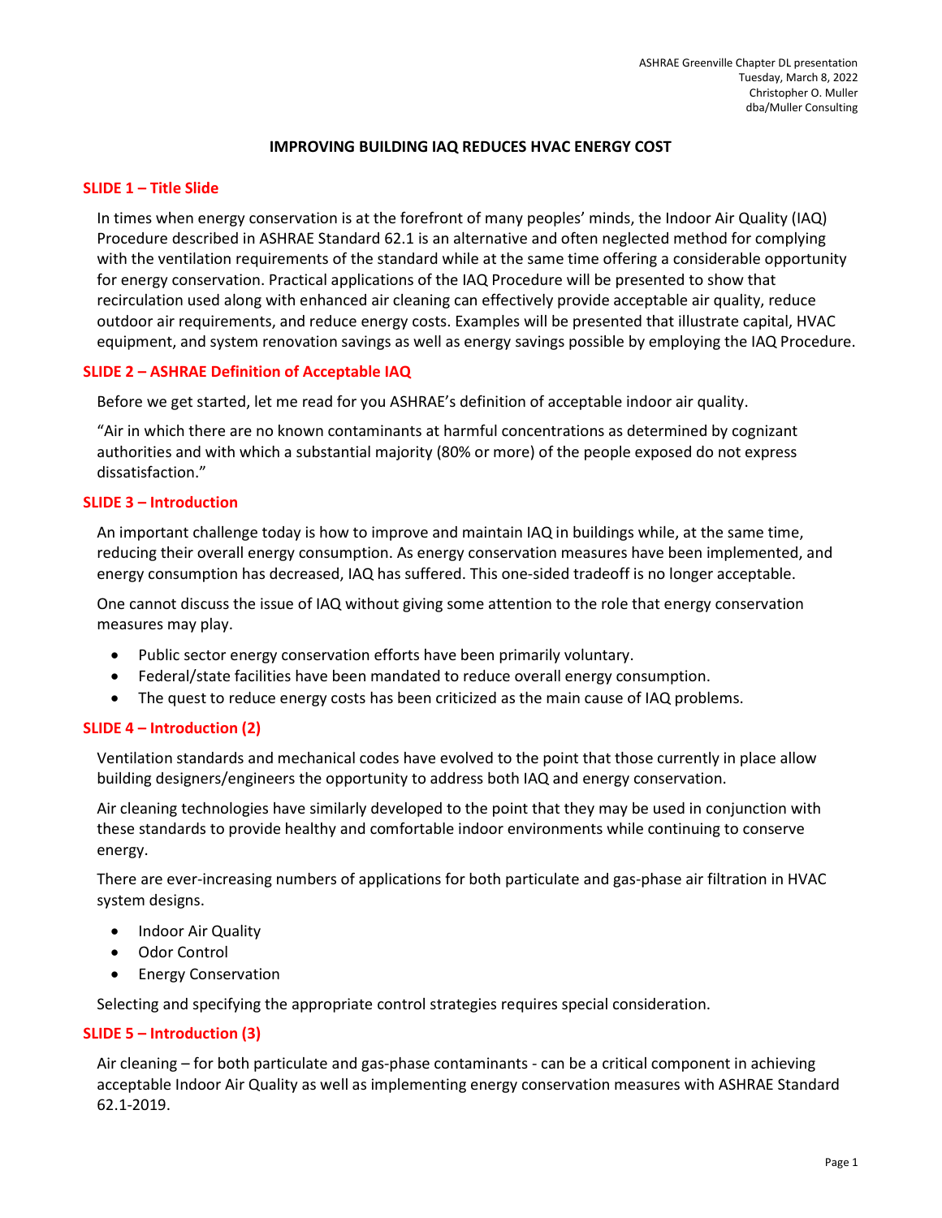ASHRAE Greenville Chapter DL presentation
Tuesday, March 8, 2022
Christopher O. Muller
dba/Muller Consulting

# IMPROVING BUILDING IAQ REDUCES HVAC ENERGY COST

## SLIDE 1 – Title Slide

In times when energy conservation is at the forefront of many peoples' minds, the Indoor Air Quality (IAQ) Procedure described in ASHRAE Standard 62.1 is an alternative and often neglected method for complying with the ventilation requirements of the standard while at the same time offering a considerable opportunity for energy conservation. Practical applications of the IAQ Procedure will be presented to show that recirculation used along with enhanced air cleaning can effectively provide acceptable air quality, reduce outdoor air requirements, and reduce energy costs. Examples will be presented that illustrate capital, HVAC equipment, and system renovation savings as well as energy savings possible by employing the IAQ Procedure.

## SLIDE 2 – ASHRAE Definition of Acceptable IAQ

Before we get started, let me read for you ASHRAE's definition of acceptable indoor air quality.

"Air in which there are no known contaminants at harmful concentrations as determined by cognizant authorities and with which a substantial majority (80% or more) of the people exposed do not express dissatisfaction."

## SLIDE 3 – Introduction

An important challenge today is how to improve and maintain IAQ in buildings while, at the same time, reducing their overall energy consumption. As energy conservation measures have been implemented, and energy consumption has decreased, IAQ has suffered. This one-sided tradeoff is no longer acceptable.

One cannot discuss the issue of IAQ without giving some attention to the role that energy conservation measures may play.

- Public sector energy conservation efforts have been primarily voluntary.
- Federal/state facilities have been mandated to reduce overall energy consumption.
- The quest to reduce energy costs has been criticized as the main cause of IAQ problems.

## SLIDE 4 – Introduction (2)

Ventilation standards and mechanical codes have evolved to the point that those currently in place allow building designers/engineers the opportunity to address both IAQ and energy conservation.

Air cleaning technologies have similarly developed to the point that they may be used in conjunction with these standards to provide healthy and comfortable indoor environments while continuing to conserve energy.

There are ever-increasing numbers of applications for both particulate and gas-phase air filtration in HVAC system designs.

- Indoor Air Quality
- Odor Control
- Energy Conservation

Selecting and specifying the appropriate control strategies requires special consideration.

## SLIDE 5 – Introduction (3)

Air cleaning – for both particulate and gas-phase contaminants - can be a critical component in achieving acceptable Indoor Air Quality as well as implementing energy conservation measures with ASHRAE Standard 62.1-2019.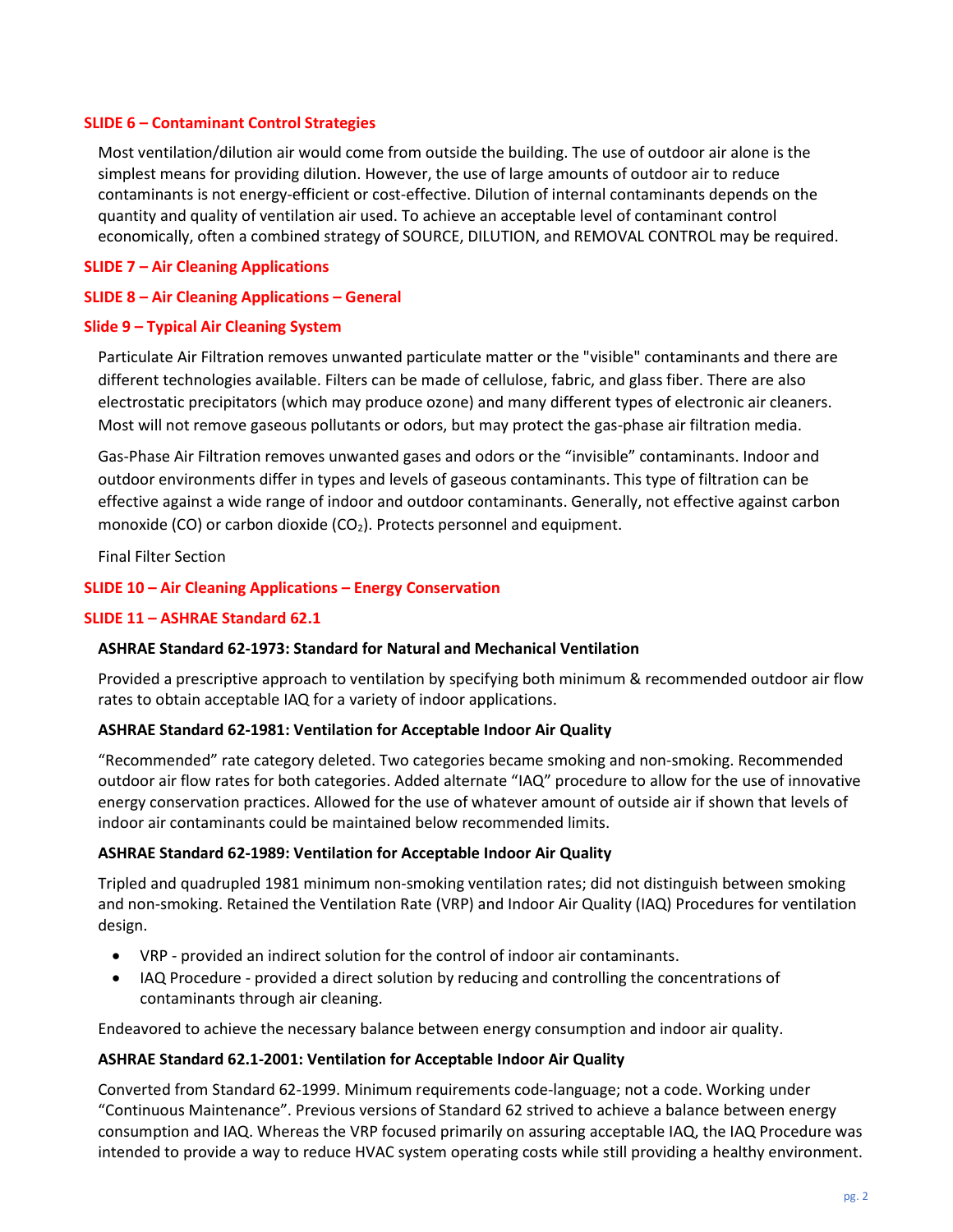## SLIDE 6 – Contaminant Control Strategies

Most ventilation/dilution air would come from outside the building. The use of outdoor air alone is the simplest means for providing dilution. However, the use of large amounts of outdoor air to reduce contaminants is not energy-efficient or cost-effective. Dilution of internal contaminants depends on the quantity and quality of ventilation air used. To achieve an acceptable level of contaminant control economically, often a combined strategy of SOURCE, DILUTION, and REMOVAL CONTROL may be required.

## SLIDE 7 – Air Cleaning Applications

## SLIDE 8 – Air Cleaning Applications – General

## Slide 9 – Typical Air Cleaning System

Particulate Air Filtration removes unwanted particulate matter or the "visible" contaminants and there are different technologies available. Filters can be made of cellulose, fabric, and glass fiber. There are also electrostatic precipitators (which may produce ozone) and many different types of electronic air cleaners. Most will not remove gaseous pollutants or odors, but may protect the gas-phase air filtration media.

Gas-Phase Air Filtration removes unwanted gases and odors or the "invisible" contaminants. Indoor and outdoor environments differ in types and levels of gaseous contaminants. This type of filtration can be effective against a wide range of indoor and outdoor contaminants. Generally, not effective against carbon monoxide (CO) or carbon dioxide ($CO_2$). Protects personnel and equipment.

Final Filter Section

## SLIDE 10 – Air Cleaning Applications – Energy Conservation

## SLIDE 11 – ASHRAE Standard 62.1

**ASHRAE Standard 62-1973: Standard for Natural and Mechanical Ventilation**

Provided a prescriptive approach to ventilation by specifying both minimum & recommended outdoor air flow rates to obtain acceptable IAQ for a variety of indoor applications.

**ASHRAE Standard 62-1981: Ventilation for Acceptable Indoor Air Quality**

"Recommended" rate category deleted. Two categories became smoking and non-smoking. Recommended outdoor air flow rates for both categories. Added alternate "IAQ" procedure to allow for the use of innovative energy conservation practices. Allowed for the use of whatever amount of outside air if shown that levels of indoor air contaminants could be maintained below recommended limits.

**ASHRAE Standard 62-1989: Ventilation for Acceptable Indoor Air Quality**

Tripled and quadrupled 1981 minimum non-smoking ventilation rates; did not distinguish between smoking and non-smoking. Retained the Ventilation Rate (VRP) and Indoor Air Quality (IAQ) Procedures for ventilation design.

- VRP - provided an indirect solution for the control of indoor air contaminants.
- IAQ Procedure - provided a direct solution by reducing and controlling the concentrations of contaminants through air cleaning.

Endeavored to achieve the necessary balance between energy consumption and indoor air quality.

**ASHRAE Standard 62.1-2001: Ventilation for Acceptable Indoor Air Quality**

Converted from Standard 62-1999. Minimum requirements code-language; not a code. Working under "Continuous Maintenance". Previous versions of Standard 62 strived to achieve a balance between energy consumption and IAQ. Whereas the VRP focused primarily on assuring acceptable IAQ, the IAQ Procedure was intended to provide a way to reduce HVAC system operating costs while still providing a healthy environment.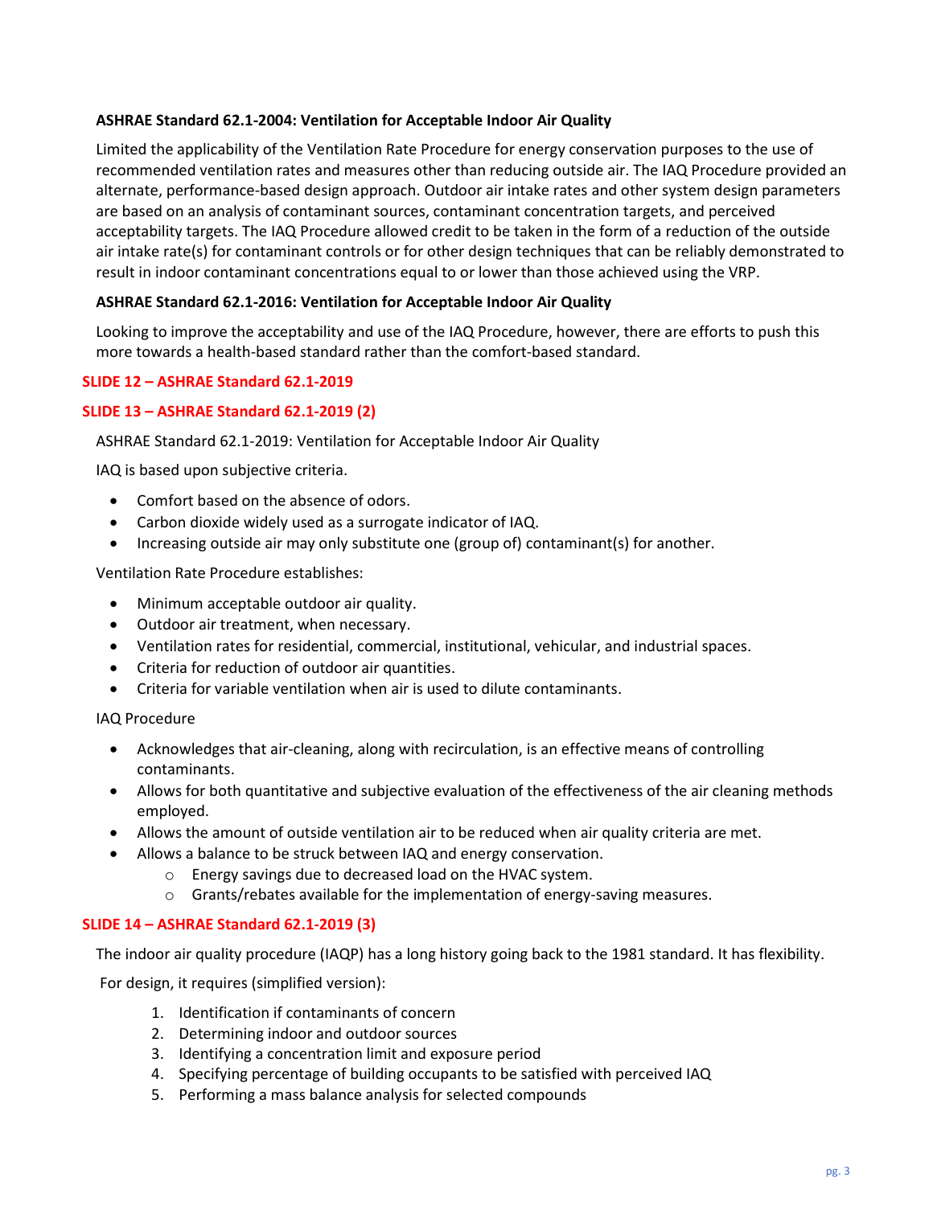**ASHRAE Standard 62.1-2004: Ventilation for Acceptable Indoor Air Quality**

Limited the applicability of the Ventilation Rate Procedure for energy conservation purposes to the use of recommended ventilation rates and measures other than reducing outside air. The IAQ Procedure provided an alternate, performance-based design approach. Outdoor air intake rates and other system design parameters are based on an analysis of contaminant sources, contaminant concentration targets, and perceived acceptability targets. The IAQ Procedure allowed credit to be taken in the form of a reduction of the outside air intake rate(s) for contaminant controls or for other design techniques that can be reliably demonstrated to result in indoor contaminant concentrations equal to or lower than those achieved using the VRP.

**ASHRAE Standard 62.1-2016: Ventilation for Acceptable Indoor Air Quality**

Looking to improve the acceptability and use of the IAQ Procedure, however, there are efforts to push this more towards a health-based standard rather than the comfort-based standard.

**SLIDE 12 – ASHRAE Standard 62.1-2019**

**SLIDE 13 – ASHRAE Standard 62.1-2019 (2)**

ASHRAE Standard 62.1-2019: Ventilation for Acceptable Indoor Air Quality

IAQ is based upon subjective criteria.

- Comfort based on the absence of odors.
- Carbon dioxide widely used as a surrogate indicator of IAQ.
- Increasing outside air may only substitute one (group of) contaminant(s) for another.

Ventilation Rate Procedure establishes:

- Minimum acceptable outdoor air quality.
- Outdoor air treatment, when necessary.
- Ventilation rates for residential, commercial, institutional, vehicular, and industrial spaces.
- Criteria for reduction of outdoor air quantities.
- Criteria for variable ventilation when air is used to dilute contaminants.

IAQ Procedure

- Acknowledges that air-cleaning, along with recirculation, is an effective means of controlling contaminants.
- Allows for both quantitative and subjective evaluation of the effectiveness of the air cleaning methods employed.
- Allows the amount of outside ventilation air to be reduced when air quality criteria are met.
- Allows a balance to be struck between IAQ and energy conservation.
  - Energy savings due to decreased load on the HVAC system.
  - Grants/rebates available for the implementation of energy-saving measures.

**SLIDE 14 – ASHRAE Standard 62.1-2019 (3)**

The indoor air quality procedure (IAQP) has a long history going back to the 1981 standard. It has flexibility.

For design, it requires (simplified version):

1. Identification if contaminants of concern
2. Determining indoor and outdoor sources
3. Identifying a concentration limit and exposure period
4. Specifying percentage of building occupants to be satisfied with perceived IAQ
5. Performing a mass balance analysis for selected compounds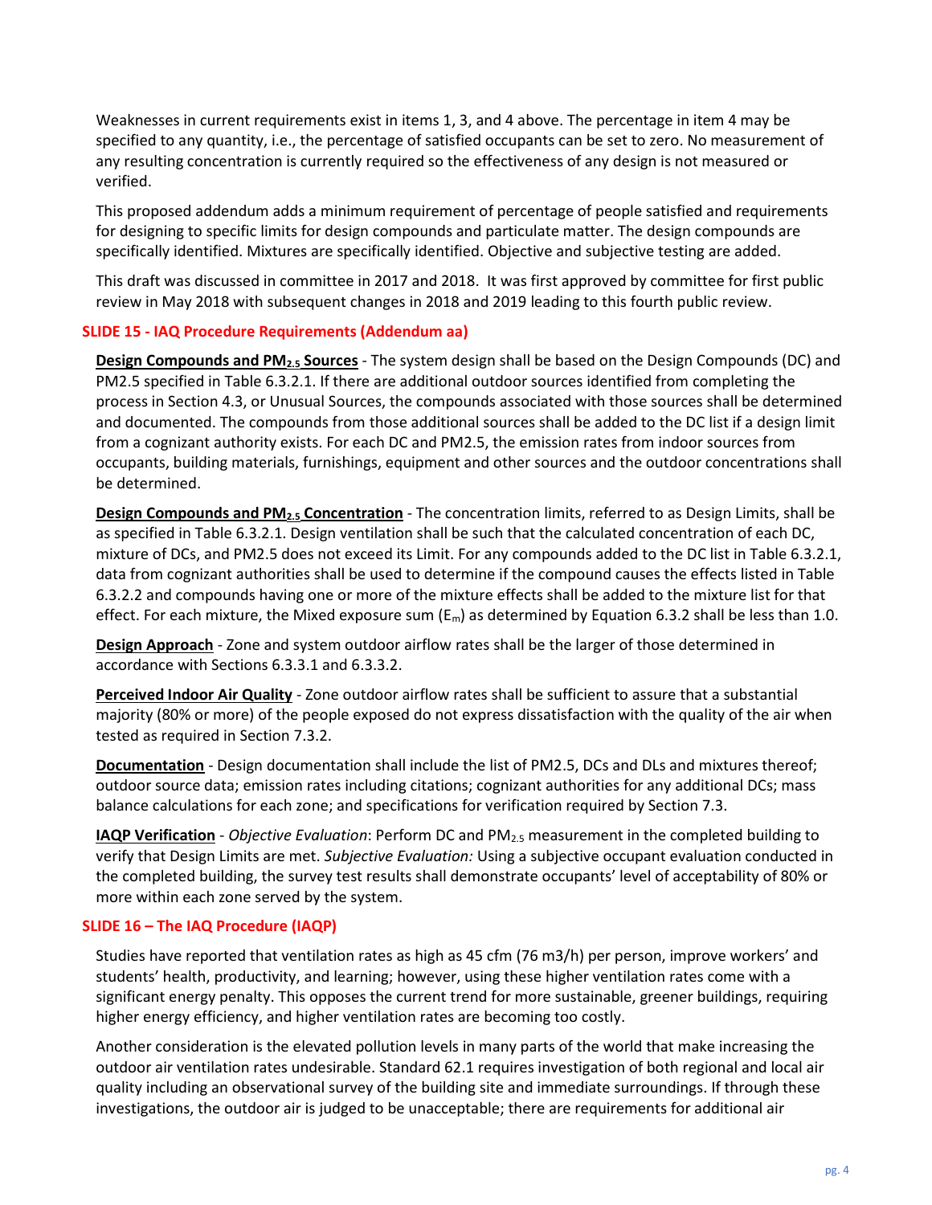Weaknesses in current requirements exist in items 1, 3, and 4 above. The percentage in item 4 may be specified to any quantity, i.e., the percentage of satisfied occupants can be set to zero. No measurement of any resulting concentration is currently required so the effectiveness of any design is not measured or verified.

This proposed addendum adds a minimum requirement of percentage of people satisfied and requirements for designing to specific limits for design compounds and particulate matter. The design compounds are specifically identified. Mixtures are specifically identified. Objective and subjective testing are added.

This draft was discussed in committee in 2017 and 2018. It was first approved by committee for first public review in May 2018 with subsequent changes in 2018 and 2019 leading to this fourth public review.

### SLIDE 15 - IAQ Procedure Requirements (Addendum aa)

**Design Compounds and $PM_{2.5}$ Sources** - The system design shall be based on the Design Compounds (DC) and PM2.5 specified in Table 6.3.2.1. If there are additional outdoor sources identified from completing the process in Section 4.3, or Unusual Sources, the compounds associated with those sources shall be determined and documented. The compounds from those additional sources shall be added to the DC list if a design limit from a cognizant authority exists. For each DC and PM2.5, the emission rates from indoor sources from occupants, building materials, furnishings, equipment and other sources and the outdoor concentrations shall be determined.

**Design Compounds and $PM_{2.5}$ Concentration** - The concentration limits, referred to as Design Limits, shall be as specified in Table 6.3.2.1. Design ventilation shall be such that the calculated concentration of each DC, mixture of DCs, and PM2.5 does not exceed its Limit. For any compounds added to the DC list in Table 6.3.2.1, data from cognizant authorities shall be used to determine if the compound causes the effects listed in Table 6.3.2.2 and compounds having one or more of the mixture effects shall be added to the mixture list for that effect. For each mixture, the Mixed exposure sum ($E_m$) as determined by Equation 6.3.2 shall be less than 1.0.

**Design Approach** - Zone and system outdoor airflow rates shall be the larger of those determined in accordance with Sections 6.3.3.1 and 6.3.3.2.

**Perceived Indoor Air Quality** - Zone outdoor airflow rates shall be sufficient to assure that a substantial majority (80% or more) of the people exposed do not express dissatisfaction with the quality of the air when tested as required in Section 7.3.2.

**Documentation** - Design documentation shall include the list of PM2.5, DCs and DLs and mixtures thereof; outdoor source data; emission rates including citations; cognizant authorities for any additional DCs; mass balance calculations for each zone; and specifications for verification required by Section 7.3.

**IAQP Verification** - *Objective Evaluation*: Perform DC and $PM_{2.5}$ measurement in the completed building to verify that Design Limits are met. *Subjective Evaluation:* Using a subjective occupant evaluation conducted in the completed building, the survey test results shall demonstrate occupants' level of acceptability of 80% or more within each zone served by the system.

### SLIDE 16 – The IAQ Procedure (IAQP)

Studies have reported that ventilation rates as high as 45 cfm (76 m3/h) per person, improve workers' and students' health, productivity, and learning; however, using these higher ventilation rates come with a significant energy penalty. This opposes the current trend for more sustainable, greener buildings, requiring higher energy efficiency, and higher ventilation rates are becoming too costly.

Another consideration is the elevated pollution levels in many parts of the world that make increasing the outdoor air ventilation rates undesirable. Standard 62.1 requires investigation of both regional and local air quality including an observational survey of the building site and immediate surroundings. If through these investigations, the outdoor air is judged to be unacceptable; there are requirements for additional air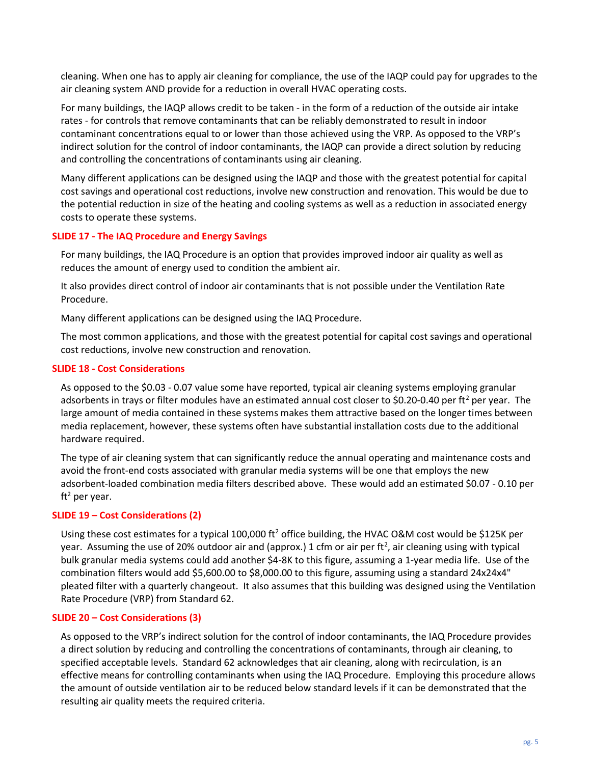cleaning. When one has to apply air cleaning for compliance, the use of the IAQP could pay for upgrades to the air cleaning system AND provide for a reduction in overall HVAC operating costs.

For many buildings, the IAQP allows credit to be taken - in the form of a reduction of the outside air intake rates - for controls that remove contaminants that can be reliably demonstrated to result in indoor contaminant concentrations equal to or lower than those achieved using the VRP. As opposed to the VRP's indirect solution for the control of indoor contaminants, the IAQP can provide a direct solution by reducing and controlling the concentrations of contaminants using air cleaning.

Many different applications can be designed using the IAQP and those with the greatest potential for capital cost savings and operational cost reductions, involve new construction and renovation. This would be due to the potential reduction in size of the heating and cooling systems as well as a reduction in associated energy costs to operate these systems.

### SLIDE 17 - The IAQ Procedure and Energy Savings

For many buildings, the IAQ Procedure is an option that provides improved indoor air quality as well as reduces the amount of energy used to condition the ambient air.

It also provides direct control of indoor air contaminants that is not possible under the Ventilation Rate Procedure.

Many different applications can be designed using the IAQ Procedure.

The most common applications, and those with the greatest potential for capital cost savings and operational cost reductions, involve new construction and renovation.

### SLIDE 18 - Cost Considerations

As opposed to the \$0.03 - 0.07 value some have reported, typical air cleaning systems employing granular adsorbents in trays or filter modules have an estimated annual cost closer to \$0.20-0.40 per ft$^2$ per year. The large amount of media contained in these systems makes them attractive based on the longer times between media replacement, however, these systems often have substantial installation costs due to the additional hardware required.

The type of air cleaning system that can significantly reduce the annual operating and maintenance costs and avoid the front-end costs associated with granular media systems will be one that employs the new adsorbent-loaded combination media filters described above. These would add an estimated \$0.07 - 0.10 per ft$^2$ per year.

### SLIDE 19 – Cost Considerations (2)

Using these cost estimates for a typical 100,000 ft$^2$ office building, the HVAC O&M cost would be \$125K per year. Assuming the use of 20% outdoor air and (approx.) 1 cfm or air per ft$^2$, air cleaning using with typical bulk granular media systems could add another \$4-8K to this figure, assuming a 1-year media life. Use of the combination filters would add \$5,600.00 to \$8,000.00 to this figure, assuming using a standard 24x24x4" pleated filter with a quarterly changeout. It also assumes that this building was designed using the Ventilation Rate Procedure (VRP) from Standard 62.

### SLIDE 20 – Cost Considerations (3)

As opposed to the VRP's indirect solution for the control of indoor contaminants, the IAQ Procedure provides a direct solution by reducing and controlling the concentrations of contaminants, through air cleaning, to specified acceptable levels. Standard 62 acknowledges that air cleaning, along with recirculation, is an effective means for controlling contaminants when using the IAQ Procedure. Employing this procedure allows the amount of outside ventilation air to be reduced below standard levels if it can be demonstrated that the resulting air quality meets the required criteria.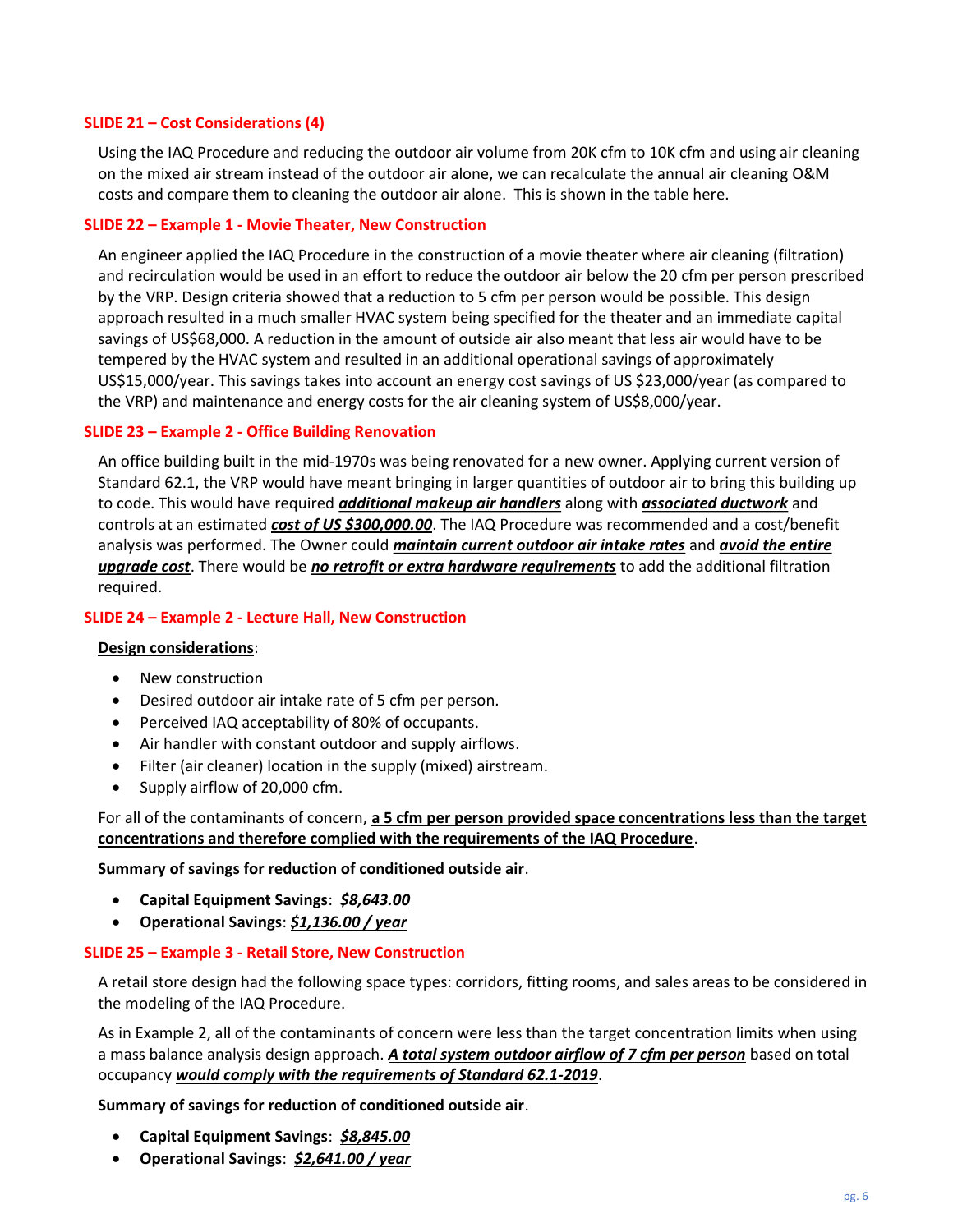### SLIDE 21 – Cost Considerations (4)

Using the IAQ Procedure and reducing the outdoor air volume from 20K cfm to 10K cfm and using air cleaning on the mixed air stream instead of the outdoor air alone, we can recalculate the annual air cleaning O&M costs and compare them to cleaning the outdoor air alone. This is shown in the table here.

### SLIDE 22 – Example 1 - Movie Theater, New Construction

An engineer applied the IAQ Procedure in the construction of a movie theater where air cleaning (filtration) and recirculation would be used in an effort to reduce the outdoor air below the 20 cfm per person prescribed by the VRP. Design criteria showed that a reduction to 5 cfm per person would be possible. This design approach resulted in a much smaller HVAC system being specified for the theater and an immediate capital savings of US$68,000. A reduction in the amount of outside air also meant that less air would have to be tempered by the HVAC system and resulted in an additional operational savings of approximately US$15,000/year. This savings takes into account an energy cost savings of US $23,000/year (as compared to the VRP) and maintenance and energy costs for the air cleaning system of US$8,000/year.

### SLIDE 23 – Example 2 - Office Building Renovation

An office building built in the mid-1970s was being renovated for a new owner. Applying current version of Standard 62.1, the VRP would have meant bringing in larger quantities of outdoor air to bring this building up to code. This would have required ***additional makeup air handlers*** along with ***associated ductwork*** and controls at an estimated ***cost of US $300,000.00***. The IAQ Procedure was recommended and a cost/benefit analysis was performed. The Owner could ***maintain current outdoor air intake rates*** and ***avoid the entire upgrade cost***. There would be ***no retrofit or extra hardware requirements*** to add the additional filtration required.

### SLIDE 24 – Example 2 - Lecture Hall, New Construction

**Design considerations**:

- New construction
- Desired outdoor air intake rate of 5 cfm per person.
- Perceived IAQ acceptability of 80% of occupants.
- Air handler with constant outdoor and supply airflows.
- Filter (air cleaner) location in the supply (mixed) airstream.
- Supply airflow of 20,000 cfm.

For all of the contaminants of concern, **a 5 cfm per person provided space concentrations less than the target concentrations and therefore complied with the requirements of the IAQ Procedure**.

**Summary of savings for reduction of conditioned outside air**.

- **Capital Equipment Savings**: ***$8,643.00***
- **Operational Savings**: ***$1,136.00 / year***

### SLIDE 25 – Example 3 - Retail Store, New Construction

A retail store design had the following space types: corridors, fitting rooms, and sales areas to be considered in the modeling of the IAQ Procedure.

As in Example 2, all of the contaminants of concern were less than the target concentration limits when using a mass balance analysis design approach. ***A total system outdoor airflow of 7 cfm per person*** based on total occupancy ***would comply with the requirements of Standard 62.1-2019***.

**Summary of savings for reduction of conditioned outside air**.

- **Capital Equipment Savings**: ***$8,845.00***
- **Operational Savings**: ***$2,641.00 / year***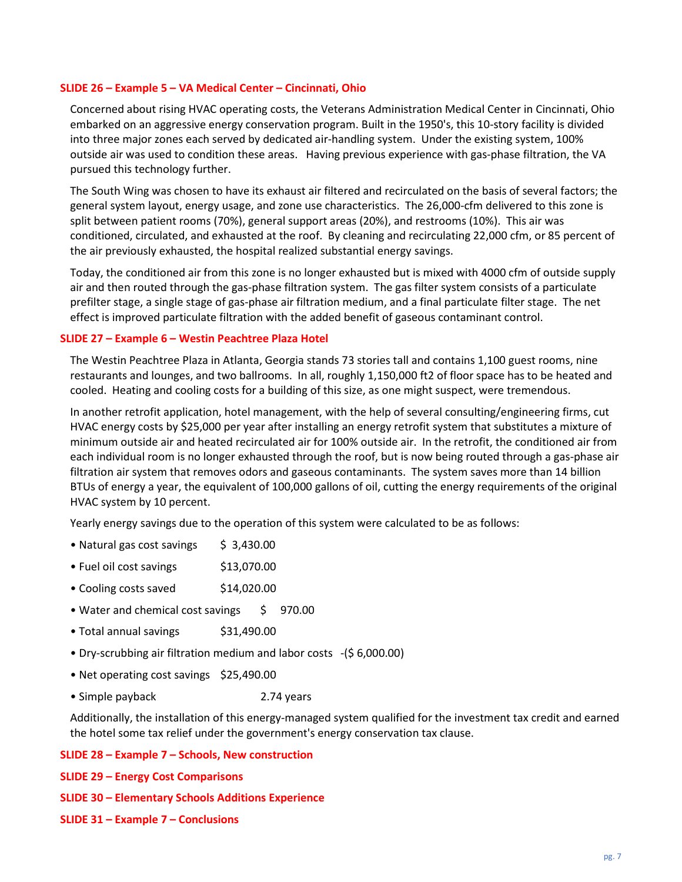### SLIDE 26 – Example 5 – VA Medical Center – Cincinnati, Ohio

Concerned about rising HVAC operating costs, the Veterans Administration Medical Center in Cincinnati, Ohio embarked on an aggressive energy conservation program. Built in the 1950's, this 10-story facility is divided into three major zones each served by dedicated air-handling system. Under the existing system, 100% outside air was used to condition these areas. Having previous experience with gas-phase filtration, the VA pursued this technology further.

The South Wing was chosen to have its exhaust air filtered and recirculated on the basis of several factors; the general system layout, energy usage, and zone use characteristics. The 26,000-cfm delivered to this zone is split between patient rooms (70%), general support areas (20%), and restrooms (10%). This air was conditioned, circulated, and exhausted at the roof. By cleaning and recirculating 22,000 cfm, or 85 percent of the air previously exhausted, the hospital realized substantial energy savings.

Today, the conditioned air from this zone is no longer exhausted but is mixed with 4000 cfm of outside supply air and then routed through the gas-phase filtration system. The gas filter system consists of a particulate prefilter stage, a single stage of gas-phase air filtration medium, and a final particulate filter stage. The net effect is improved particulate filtration with the added benefit of gaseous contaminant control.

### SLIDE 27 – Example 6 – Westin Peachtree Plaza Hotel

The Westin Peachtree Plaza in Atlanta, Georgia stands 73 stories tall and contains 1,100 guest rooms, nine restaurants and lounges, and two ballrooms. In all, roughly 1,150,000 ft2 of floor space has to be heated and cooled. Heating and cooling costs for a building of this size, as one might suspect, were tremendous.

In another retrofit application, hotel management, with the help of several consulting/engineering firms, cut HVAC energy costs by $25,000 per year after installing an energy retrofit system that substitutes a mixture of minimum outside air and heated recirculated air for 100% outside air. In the retrofit, the conditioned air from each individual room is no longer exhausted through the roof, but is now being routed through a gas-phase air filtration air system that removes odors and gaseous contaminants. The system saves more than 14 billion BTUs of energy a year, the equivalent of 100,000 gallons of oil, cutting the energy requirements of the original HVAC system by 10 percent.

Yearly energy savings due to the operation of this system were calculated to be as follows:

- Natural gas cost savings $ 3,430.00
- Fuel oil cost savings $13,070.00
- Cooling costs saved $14,020.00
- Water and chemical cost savings $ 970.00
- Total annual savings $31,490.00
- Dry-scrubbing air filtration medium and labor costs -($ 6,000.00)
- Net operating cost savings $25,490.00
- Simple payback 2.74 years

Additionally, the installation of this energy-managed system qualified for the investment tax credit and earned the hotel some tax relief under the government's energy conservation tax clause.

### SLIDE 28 – Example 7 – Schools, New construction

### SLIDE 29 – Energy Cost Comparisons

### SLIDE 30 – Elementary Schools Additions Experience

### SLIDE 31 – Example 7 – Conclusions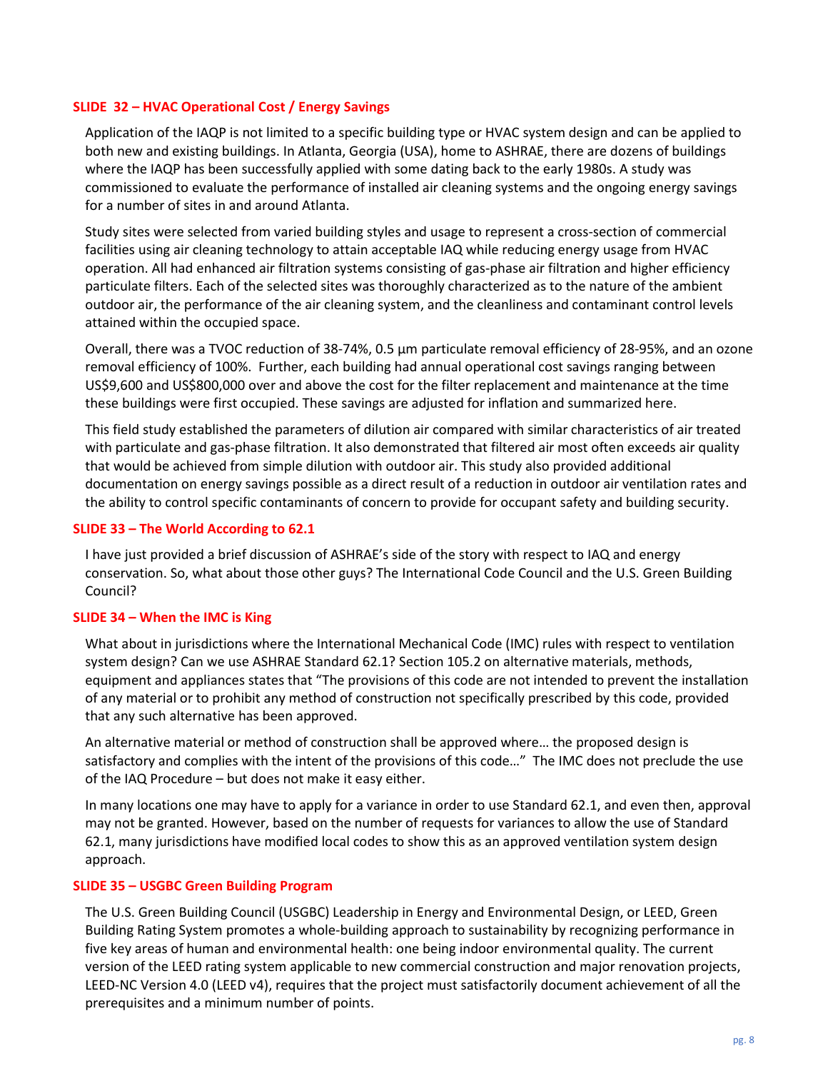## SLIDE 32 – HVAC Operational Cost / Energy Savings

Application of the IAQP is not limited to a specific building type or HVAC system design and can be applied to both new and existing buildings. In Atlanta, Georgia (USA), home to ASHRAE, there are dozens of buildings where the IAQP has been successfully applied with some dating back to the early 1980s. A study was commissioned to evaluate the performance of installed air cleaning systems and the ongoing energy savings for a number of sites in and around Atlanta.

Study sites were selected from varied building styles and usage to represent a cross-section of commercial facilities using air cleaning technology to attain acceptable IAQ while reducing energy usage from HVAC operation. All had enhanced air filtration systems consisting of gas-phase air filtration and higher efficiency particulate filters. Each of the selected sites was thoroughly characterized as to the nature of the ambient outdoor air, the performance of the air cleaning system, and the cleanliness and contaminant control levels attained within the occupied space.

Overall, there was a TVOC reduction of 38-74%, 0.5 µm particulate removal efficiency of 28-95%, and an ozone removal efficiency of 100%. Further, each building had annual operational cost savings ranging between US$9,600 and US$800,000 over and above the cost for the filter replacement and maintenance at the time these buildings were first occupied. These savings are adjusted for inflation and summarized here.

This field study established the parameters of dilution air compared with similar characteristics of air treated with particulate and gas-phase filtration. It also demonstrated that filtered air most often exceeds air quality that would be achieved from simple dilution with outdoor air. This study also provided additional documentation on energy savings possible as a direct result of a reduction in outdoor air ventilation rates and the ability to control specific contaminants of concern to provide for occupant safety and building security.

## SLIDE 33 – The World According to 62.1

I have just provided a brief discussion of ASHRAE's side of the story with respect to IAQ and energy conservation. So, what about those other guys? The International Code Council and the U.S. Green Building Council?

## SLIDE 34 – When the IMC is King

What about in jurisdictions where the International Mechanical Code (IMC) rules with respect to ventilation system design? Can we use ASHRAE Standard 62.1? Section 105.2 on alternative materials, methods, equipment and appliances states that "The provisions of this code are not intended to prevent the installation of any material or to prohibit any method of construction not specifically prescribed by this code, provided that any such alternative has been approved.

An alternative material or method of construction shall be approved where… the proposed design is satisfactory and complies with the intent of the provisions of this code…" The IMC does not preclude the use of the IAQ Procedure – but does not make it easy either.

In many locations one may have to apply for a variance in order to use Standard 62.1, and even then, approval may not be granted. However, based on the number of requests for variances to allow the use of Standard 62.1, many jurisdictions have modified local codes to show this as an approved ventilation system design approach.

## SLIDE 35 – USGBC Green Building Program

The U.S. Green Building Council (USGBC) Leadership in Energy and Environmental Design, or LEED, Green Building Rating System promotes a whole-building approach to sustainability by recognizing performance in five key areas of human and environmental health: one being indoor environmental quality. The current version of the LEED rating system applicable to new commercial construction and major renovation projects, LEED-NC Version 4.0 (LEED v4), requires that the project must satisfactorily document achievement of all the prerequisites and a minimum number of points.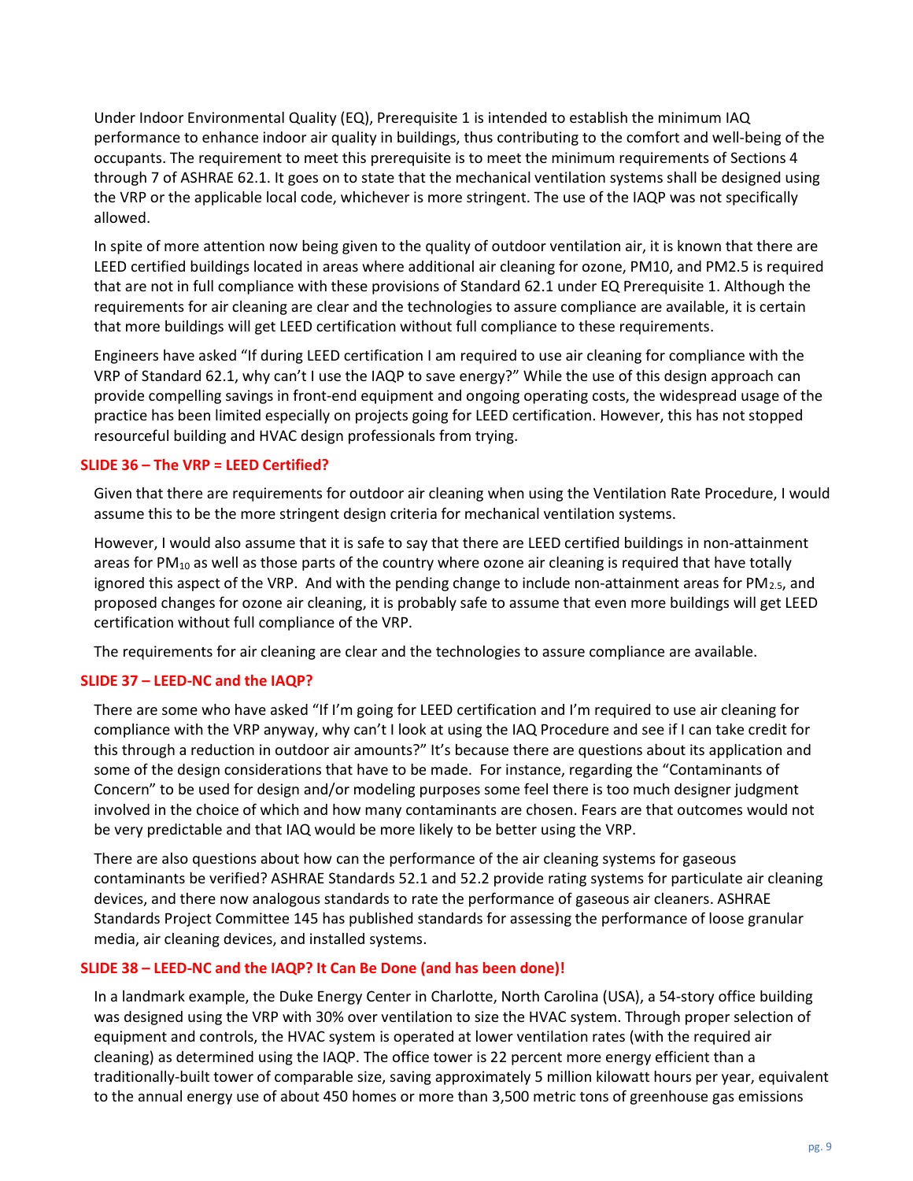Under Indoor Environmental Quality (EQ), Prerequisite 1 is intended to establish the minimum IAQ performance to enhance indoor air quality in buildings, thus contributing to the comfort and well-being of the occupants. The requirement to meet this prerequisite is to meet the minimum requirements of Sections 4 through 7 of ASHRAE 62.1. It goes on to state that the mechanical ventilation systems shall be designed using the VRP or the applicable local code, whichever is more stringent. The use of the IAQP was not specifically allowed.

In spite of more attention now being given to the quality of outdoor ventilation air, it is known that there are LEED certified buildings located in areas where additional air cleaning for ozone, PM10, and PM2.5 is required that are not in full compliance with these provisions of Standard 62.1 under EQ Prerequisite 1. Although the requirements for air cleaning are clear and the technologies to assure compliance are available, it is certain that more buildings will get LEED certification without full compliance to these requirements.

Engineers have asked "If during LEED certification I am required to use air cleaning for compliance with the VRP of Standard 62.1, why can't I use the IAQP to save energy?" While the use of this design approach can provide compelling savings in front-end equipment and ongoing operating costs, the widespread usage of the practice has been limited especially on projects going for LEED certification. However, this has not stopped resourceful building and HVAC design professionals from trying.

### SLIDE 36 – The VRP = LEED Certified?

Given that there are requirements for outdoor air cleaning when using the Ventilation Rate Procedure, I would assume this to be the more stringent design criteria for mechanical ventilation systems.

However, I would also assume that it is safe to say that there are LEED certified buildings in non-attainment areas for $PM_{10}$ as well as those parts of the country where ozone air cleaning is required that have totally ignored this aspect of the VRP. And with the pending change to include non-attainment areas for $PM_{2.5}$, and proposed changes for ozone air cleaning, it is probably safe to assume that even more buildings will get LEED certification without full compliance of the VRP.

The requirements for air cleaning are clear and the technologies to assure compliance are available.

### SLIDE 37 – LEED-NC and the IAQP?

There are some who have asked "If I'm going for LEED certification and I'm required to use air cleaning for compliance with the VRP anyway, why can't I look at using the IAQ Procedure and see if I can take credit for this through a reduction in outdoor air amounts?" It's because there are questions about its application and some of the design considerations that have to be made. For instance, regarding the "Contaminants of Concern" to be used for design and/or modeling purposes some feel there is too much designer judgment involved in the choice of which and how many contaminants are chosen. Fears are that outcomes would not be very predictable and that IAQ would be more likely to be better using the VRP.

There are also questions about how can the performance of the air cleaning systems for gaseous contaminants be verified? ASHRAE Standards 52.1 and 52.2 provide rating systems for particulate air cleaning devices, and there now analogous standards to rate the performance of gaseous air cleaners. ASHRAE Standards Project Committee 145 has published standards for assessing the performance of loose granular media, air cleaning devices, and installed systems.

### SLIDE 38 – LEED-NC and the IAQP? It Can Be Done (and has been done)!

In a landmark example, the Duke Energy Center in Charlotte, North Carolina (USA), a 54-story office building was designed using the VRP with 30% over ventilation to size the HVAC system. Through proper selection of equipment and controls, the HVAC system is operated at lower ventilation rates (with the required air cleaning) as determined using the IAQP. The office tower is 22 percent more energy efficient than a traditionally-built tower of comparable size, saving approximately 5 million kilowatt hours per year, equivalent to the annual energy use of about 450 homes or more than 3,500 metric tons of greenhouse gas emissions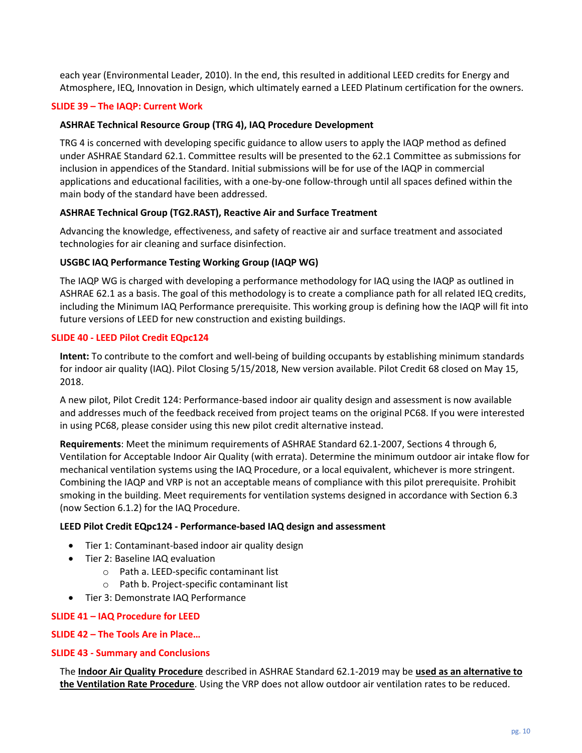each year (Environmental Leader, 2010). In the end, this resulted in additional LEED credits for Energy and Atmosphere, IEQ, Innovation in Design, which ultimately earned a LEED Platinum certification for the owners.

## SLIDE 39 – The IAQP: Current Work

**ASHRAE Technical Resource Group (TRG 4), IAQ Procedure Development**

TRG 4 is concerned with developing specific guidance to allow users to apply the IAQP method as defined under ASHRAE Standard 62.1. Committee results will be presented to the 62.1 Committee as submissions for inclusion in appendices of the Standard. Initial submissions will be for use of the IAQP in commercial applications and educational facilities, with a one-by-one follow-through until all spaces defined within the main body of the standard have been addressed.

**ASHRAE Technical Group (TG2.RAST), Reactive Air and Surface Treatment**

Advancing the knowledge, effectiveness, and safety of reactive air and surface treatment and associated technologies for air cleaning and surface disinfection.

**USGBC IAQ Performance Testing Working Group (IAQP WG)**

The IAQP WG is charged with developing a performance methodology for IAQ using the IAQP as outlined in ASHRAE 62.1 as a basis. The goal of this methodology is to create a compliance path for all related IEQ credits, including the Minimum IAQ Performance prerequisite. This working group is defining how the IAQP will fit into future versions of LEED for new construction and existing buildings.

## SLIDE 40 - LEED Pilot Credit EQpc124

**Intent:** To contribute to the comfort and well-being of building occupants by establishing minimum standards for indoor air quality (IAQ). Pilot Closing 5/15/2018, New version available. Pilot Credit 68 closed on May 15, 2018.

A new pilot, Pilot Credit 124: Performance-based indoor air quality design and assessment is now available and addresses much of the feedback received from project teams on the original PC68. If you were interested in using PC68, please consider using this new pilot credit alternative instead.

**Requirements**: Meet the minimum requirements of ASHRAE Standard 62.1-2007, Sections 4 through 6, Ventilation for Acceptable Indoor Air Quality (with errata). Determine the minimum outdoor air intake flow for mechanical ventilation systems using the IAQ Procedure, or a local equivalent, whichever is more stringent. Combining the IAQP and VRP is not an acceptable means of compliance with this pilot prerequisite. Prohibit smoking in the building. Meet requirements for ventilation systems designed in accordance with Section 6.3 (now Section 6.1.2) for the IAQ Procedure.

**LEED Pilot Credit EQpc124 - Performance-based IAQ design and assessment**

- Tier 1: Contaminant-based indoor air quality design
- Tier 2: Baseline IAQ evaluation
  - Path a. LEED-specific contaminant list
  - Path b. Project-specific contaminant list
- Tier 3: Demonstrate IAQ Performance

## SLIDE 41 – IAQ Procedure for LEED

## SLIDE 42 – The Tools Are in Place…

## SLIDE 43 - Summary and Conclusions

The **Indoor Air Quality Procedure** described in ASHRAE Standard 62.1-2019 may be **used as an alternative to the Ventilation Rate Procedure**. Using the VRP does not allow outdoor air ventilation rates to be reduced.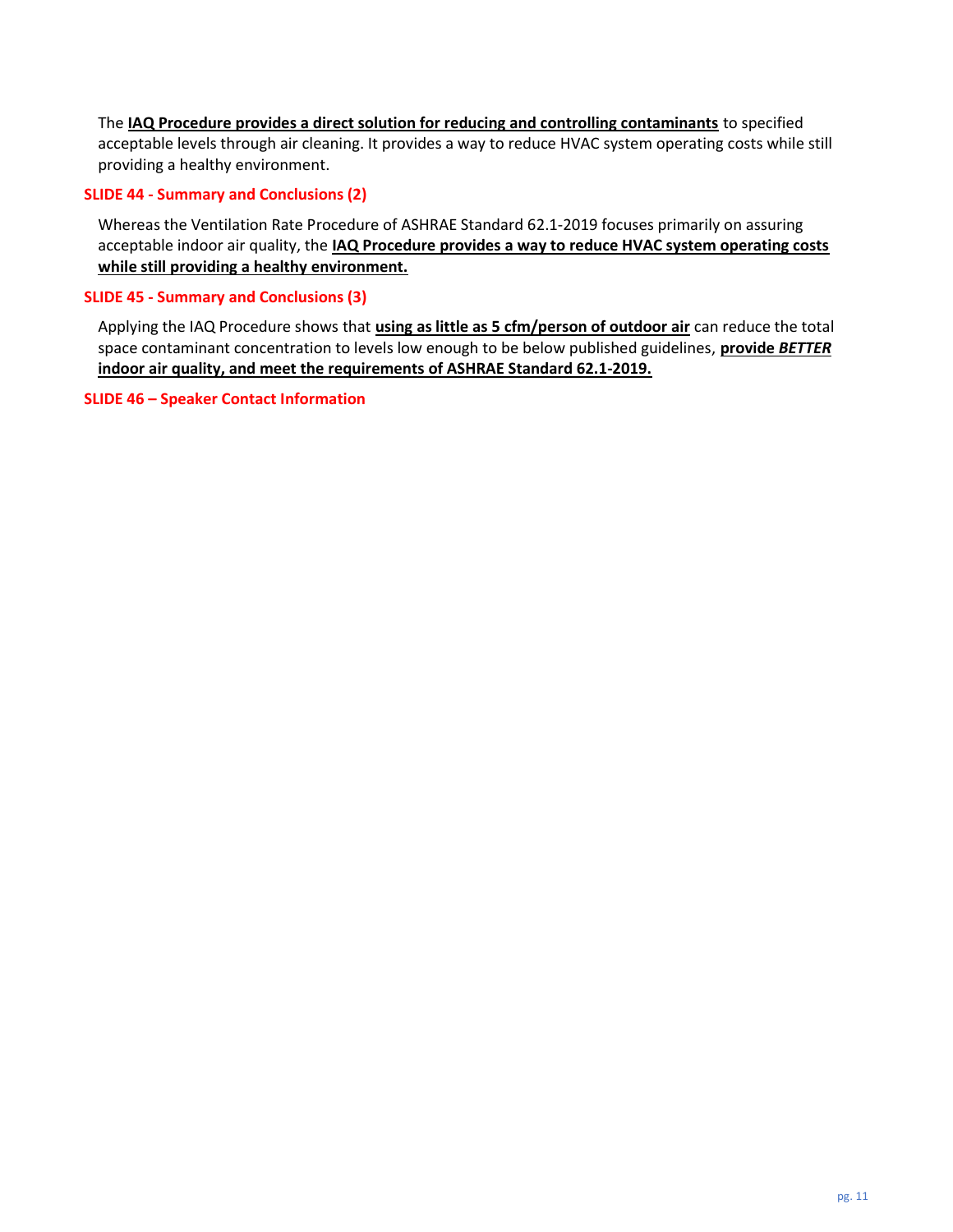The **IAQ Procedure provides a direct solution for reducing and controlling contaminants** to specified acceptable levels through air cleaning. It provides a way to reduce HVAC system operating costs while still providing a healthy environment.

**SLIDE 44 - Summary and Conclusions (2)**

Whereas the Ventilation Rate Procedure of ASHRAE Standard 62.1-2019 focuses primarily on assuring acceptable indoor air quality, the **IAQ Procedure provides a way to reduce HVAC system operating costs while still providing a healthy environment.**

**SLIDE 45 - Summary and Conclusions (3)**

Applying the IAQ Procedure shows that **using as little as 5 cfm/person of outdoor air** can reduce the total space contaminant concentration to levels low enough to be below published guidelines, **provide *BETTER* indoor air quality, and meet the requirements of ASHRAE Standard 62.1-2019.**

**SLIDE 46 – Speaker Contact Information**